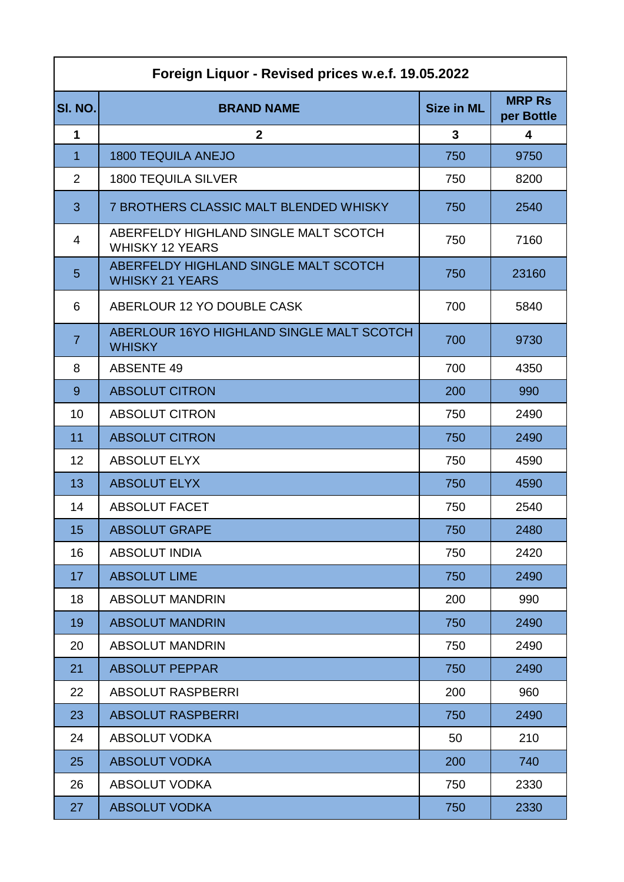| Foreign Liquor - Revised prices w.e.f. 19.05.2022 | | | |
|---|---|---|---|
| **Sl. NO.** | **BRAND NAME** | **Size in ML** | **MRP Rs per Bottle** |
| **1** | **2** | **3** | **4** |
| 1 | 1800 TEQUILA ANEJO | 750 | 9750 |
| 2 | 1800 TEQUILA SILVER | 750 | 8200 |
| 3 | 7 BROTHERS CLASSIC MALT BLENDED WHISKY | 750 | 2540 |
| 4 | ABERFELDY HIGHLAND SINGLE MALT SCOTCH WHISKY 12 YEARS | 750 | 7160 |
| 5 | ABERFELDY HIGHLAND SINGLE MALT SCOTCH WHISKY 21 YEARS | 750 | 23160 |
| 6 | ABERLOUR 12 YO DOUBLE CASK | 700 | 5840 |
| 7 | ABERLOUR 16YO HIGHLAND SINGLE MALT SCOTCH WHISKY | 700 | 9730 |
| 8 | ABSENTE 49 | 700 | 4350 |
| 9 | ABSOLUT CITRON | 200 | 990 |
| 10 | ABSOLUT CITRON | 750 | 2490 |
| 11 | ABSOLUT CITRON | 750 | 2490 |
| 12 | ABSOLUT ELYX | 750 | 4590 |
| 13 | ABSOLUT ELYX | 750 | 4590 |
| 14 | ABSOLUT FACET | 750 | 2540 |
| 15 | ABSOLUT GRAPE | 750 | 2480 |
| 16 | ABSOLUT INDIA | 750 | 2420 |
| 17 | ABSOLUT LIME | 750 | 2490 |
| 18 | ABSOLUT MANDRIN | 200 | 990 |
| 19 | ABSOLUT MANDRIN | 750 | 2490 |
| 20 | ABSOLUT MANDRIN | 750 | 2490 |
| 21 | ABSOLUT PEPPAR | 750 | 2490 |
| 22 | ABSOLUT RASPBERRI | 200 | 960 |
| 23 | ABSOLUT RASPBERRI | 750 | 2490 |
| 24 | ABSOLUT VODKA | 50 | 210 |
| 25 | ABSOLUT VODKA | 200 | 740 |
| 26 | ABSOLUT VODKA | 750 | 2330 |
| 27 | ABSOLUT VODKA | 750 | 2330 |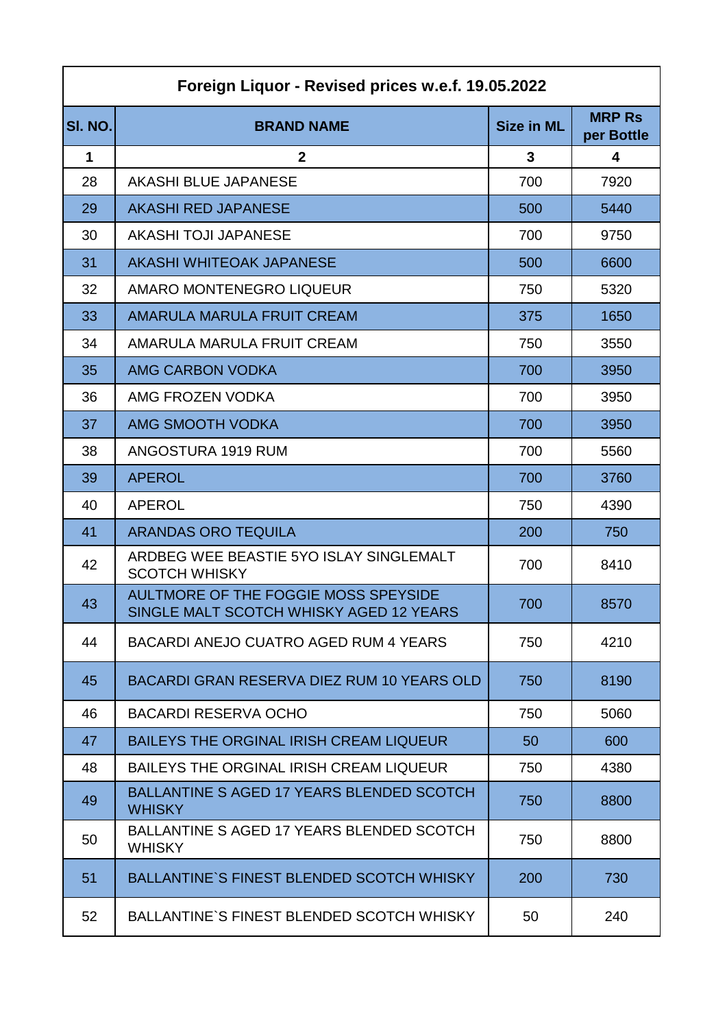| Foreign Liquor - Revised prices w.e.f. 19.05.2022 | | | |
|---|---|---|---|
| **Sl. NO.** | **BRAND NAME** | **Size in ML** | **MRP Rs per Bottle** |
| **1** | **2** | **3** | **4** |
| 28 | AKASHI BLUE JAPANESE | 700 | 7920 |
| 29 | AKASHI RED JAPANESE | 500 | 5440 |
| 30 | AKASHI TOJI JAPANESE | 700 | 9750 |
| 31 | AKASHI WHITEOAK JAPANESE | 500 | 6600 |
| 32 | AMARO MONTENEGRO LIQUEUR | 750 | 5320 |
| 33 | AMARULA MARULA FRUIT CREAM | 375 | 1650 |
| 34 | AMARULA MARULA FRUIT CREAM | 750 | 3550 |
| 35 | AMG CARBON VODKA | 700 | 3950 |
| 36 | AMG FROZEN VODKA | 700 | 3950 |
| 37 | AMG SMOOTH VODKA | 700 | 3950 |
| 38 | ANGOSTURA 1919 RUM | 700 | 5560 |
| 39 | APEROL | 700 | 3760 |
| 40 | APEROL | 750 | 4390 |
| 41 | ARANDAS ORO TEQUILA | 200 | 750 |
| 42 | ARDBEG WEE BEASTIE 5YO ISLAY SINGLEMALT SCOTCH WHISKY | 700 | 8410 |
| 43 | AULTMORE OF THE FOGGIE MOSS SPEYSIDE SINGLE MALT SCOTCH WHISKY AGED 12 YEARS | 700 | 8570 |
| 44 | BACARDI ANEJO CUATRO AGED RUM 4 YEARS | 750 | 4210 |
| 45 | BACARDI GRAN RESERVA DIEZ RUM 10 YEARS OLD | 750 | 8190 |
| 46 | BACARDI RESERVA OCHO | 750 | 5060 |
| 47 | BAILEYS THE ORGINAL IRISH CREAM LIQUEUR | 50 | 600 |
| 48 | BAILEYS THE ORGINAL IRISH CREAM LIQUEUR | 750 | 4380 |
| 49 | BALLANTINE S AGED 17 YEARS BLENDED SCOTCH WHISKY | 750 | 8800 |
| 50 | BALLANTINE S AGED 17 YEARS BLENDED SCOTCH WHISKY | 750 | 8800 |
| 51 | BALLANTINE`S FINEST BLENDED SCOTCH WHISKY | 200 | 730 |
| 52 | BALLANTINE`S FINEST BLENDED SCOTCH WHISKY | 50 | 240 |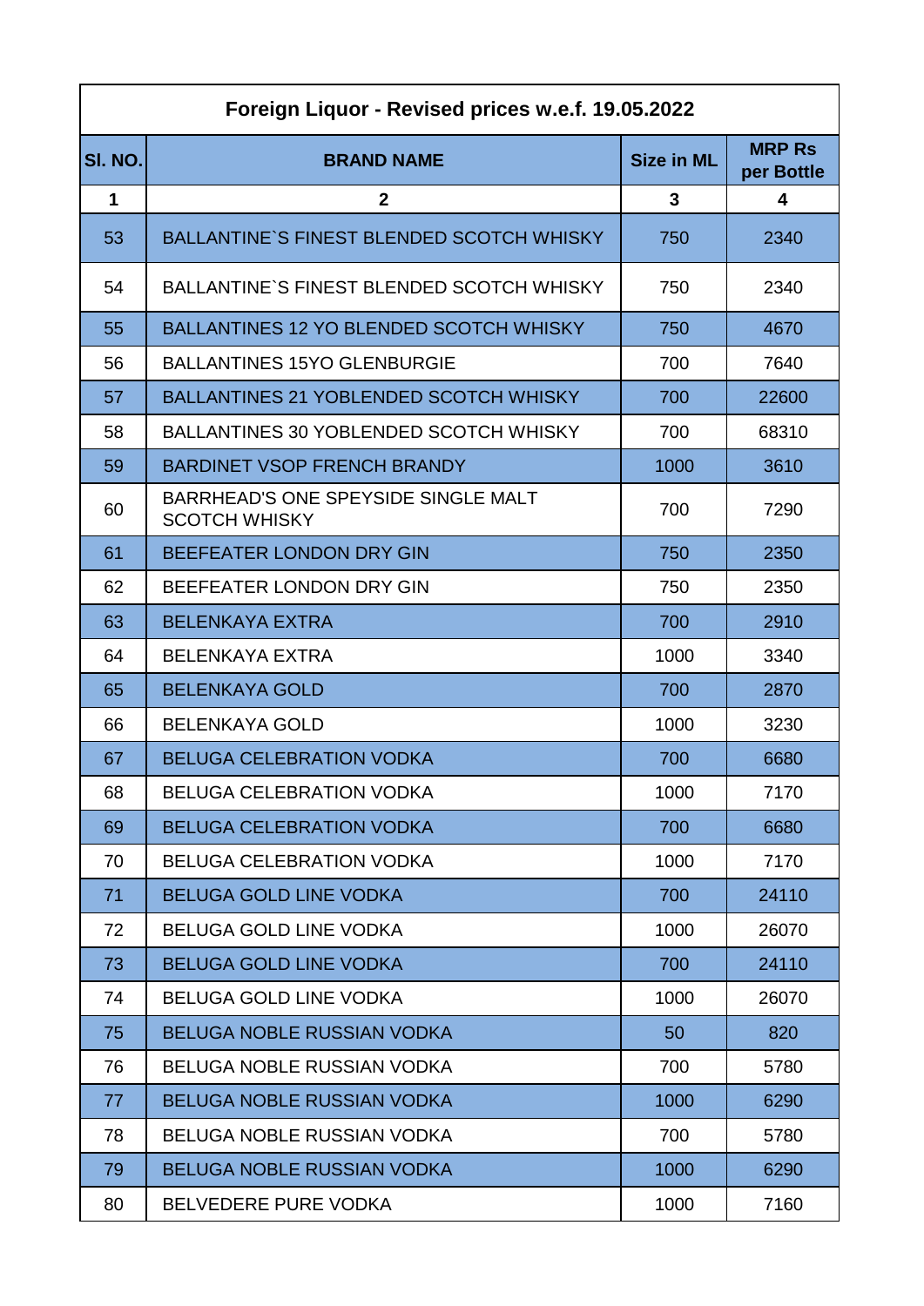| Foreign Liquor - Revised prices w.e.f. 19.05.2022 | | | |
|---|---|---|---|
| **Sl. NO.** | **BRAND NAME** | **Size in ML** | **MRP Rs per Bottle** |
| **1** | **2** | **3** | **4** |
| 53 | BALLANTINE`S FINEST BLENDED SCOTCH WHISKY | 750 | 2340 |
| 54 | BALLANTINE`S FINEST BLENDED SCOTCH WHISKY | 750 | 2340 |
| 55 | BALLANTINES 12 YO BLENDED SCOTCH WHISKY | 750 | 4670 |
| 56 | BALLANTINES 15YO GLENBURGIE | 700 | 7640 |
| 57 | BALLANTINES 21 YOBLENDED SCOTCH WHISKY | 700 | 22600 |
| 58 | BALLANTINES 30 YOBLENDED SCOTCH WHISKY | 700 | 68310 |
| 59 | BARDINET VSOP FRENCH BRANDY | 1000 | 3610 |
| 60 | BARRHEAD'S ONE SPEYSIDE SINGLE MALT SCOTCH WHISKY | 700 | 7290 |
| 61 | BEEFEATER LONDON DRY GIN | 750 | 2350 |
| 62 | BEEFEATER LONDON DRY GIN | 750 | 2350 |
| 63 | BELENKAYA EXTRA | 700 | 2910 |
| 64 | BELENKAYA EXTRA | 1000 | 3340 |
| 65 | BELENKAYA GOLD | 700 | 2870 |
| 66 | BELENKAYA GOLD | 1000 | 3230 |
| 67 | BELUGA CELEBRATION VODKA | 700 | 6680 |
| 68 | BELUGA CELEBRATION VODKA | 1000 | 7170 |
| 69 | BELUGA CELEBRATION VODKA | 700 | 6680 |
| 70 | BELUGA CELEBRATION VODKA | 1000 | 7170 |
| 71 | BELUGA GOLD LINE VODKA | 700 | 24110 |
| 72 | BELUGA GOLD LINE VODKA | 1000 | 26070 |
| 73 | BELUGA GOLD LINE VODKA | 700 | 24110 |
| 74 | BELUGA GOLD LINE VODKA | 1000 | 26070 |
| 75 | BELUGA NOBLE RUSSIAN VODKA | 50 | 820 |
| 76 | BELUGA NOBLE RUSSIAN VODKA | 700 | 5780 |
| 77 | BELUGA NOBLE RUSSIAN VODKA | 1000 | 6290 |
| 78 | BELUGA NOBLE RUSSIAN VODKA | 700 | 5780 |
| 79 | BELUGA NOBLE RUSSIAN VODKA | 1000 | 6290 |
| 80 | BELVEDERE PURE VODKA | 1000 | 7160 |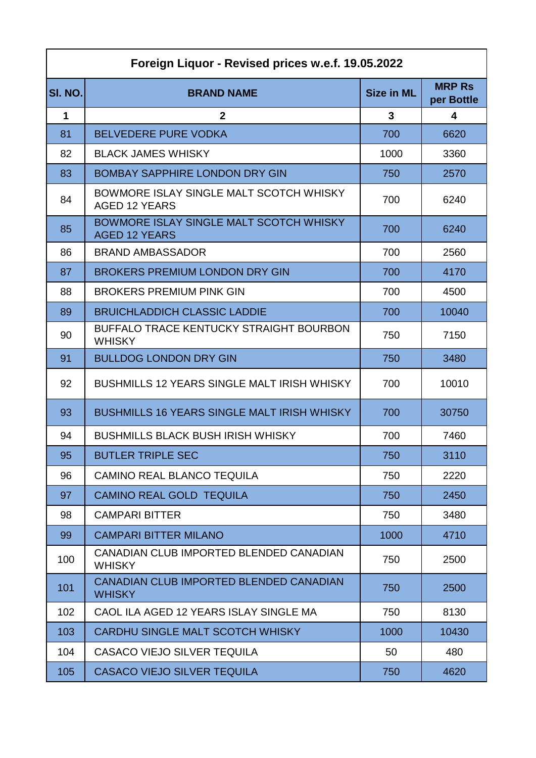| Foreign Liquor - Revised prices w.e.f. 19.05.2022 | | | |
|---|---|---|---|
| Sl. NO. | BRAND NAME | Size in ML | MRP Rs per Bottle |
| 1 | 2 | 3 | 4 |
| 81 | BELVEDERE PURE VODKA | 700 | 6620 |
| 82 | BLACK JAMES WHISKY | 1000 | 3360 |
| 83 | BOMBAY SAPPHIRE LONDON DRY GIN | 750 | 2570 |
| 84 | BOWMORE ISLAY SINGLE MALT SCOTCH WHISKY AGED 12 YEARS | 700 | 6240 |
| 85 | BOWMORE ISLAY SINGLE MALT SCOTCH WHISKY AGED 12 YEARS | 700 | 6240 |
| 86 | BRAND AMBASSADOR | 700 | 2560 |
| 87 | BROKERS PREMIUM LONDON DRY GIN | 700 | 4170 |
| 88 | BROKERS PREMIUM PINK GIN | 700 | 4500 |
| 89 | BRUICHLADDICH CLASSIC LADDIE | 700 | 10040 |
| 90 | BUFFALO TRACE KENTUCKY STRAIGHT BOURBON WHISKY | 750 | 7150 |
| 91 | BULLDOG LONDON DRY GIN | 750 | 3480 |
| 92 | BUSHMILLS 12 YEARS SINGLE MALT IRISH WHISKY | 700 | 10010 |
| 93 | BUSHMILLS 16 YEARS SINGLE MALT IRISH WHISKY | 700 | 30750 |
| 94 | BUSHMILLS BLACK BUSH IRISH WHISKY | 700 | 7460 |
| 95 | BUTLER TRIPLE SEC | 750 | 3110 |
| 96 | CAMINO REAL BLANCO TEQUILA | 750 | 2220 |
| 97 | CAMINO REAL GOLD TEQUILA | 750 | 2450 |
| 98 | CAMPARI BITTER | 750 | 3480 |
| 99 | CAMPARI BITTER MILANO | 1000 | 4710 |
| 100 | CANADIAN CLUB IMPORTED BLENDED CANADIAN WHISKY | 750 | 2500 |
| 101 | CANADIAN CLUB IMPORTED BLENDED CANADIAN WHISKY | 750 | 2500 |
| 102 | CAOL ILA AGED 12 YEARS ISLAY SINGLE MA | 750 | 8130 |
| 103 | CARDHU SINGLE MALT SCOTCH WHISKY | 1000 | 10430 |
| 104 | CASACO VIEJO SILVER TEQUILA | 50 | 480 |
| 105 | CASACO VIEJO SILVER TEQUILA | 750 | 4620 |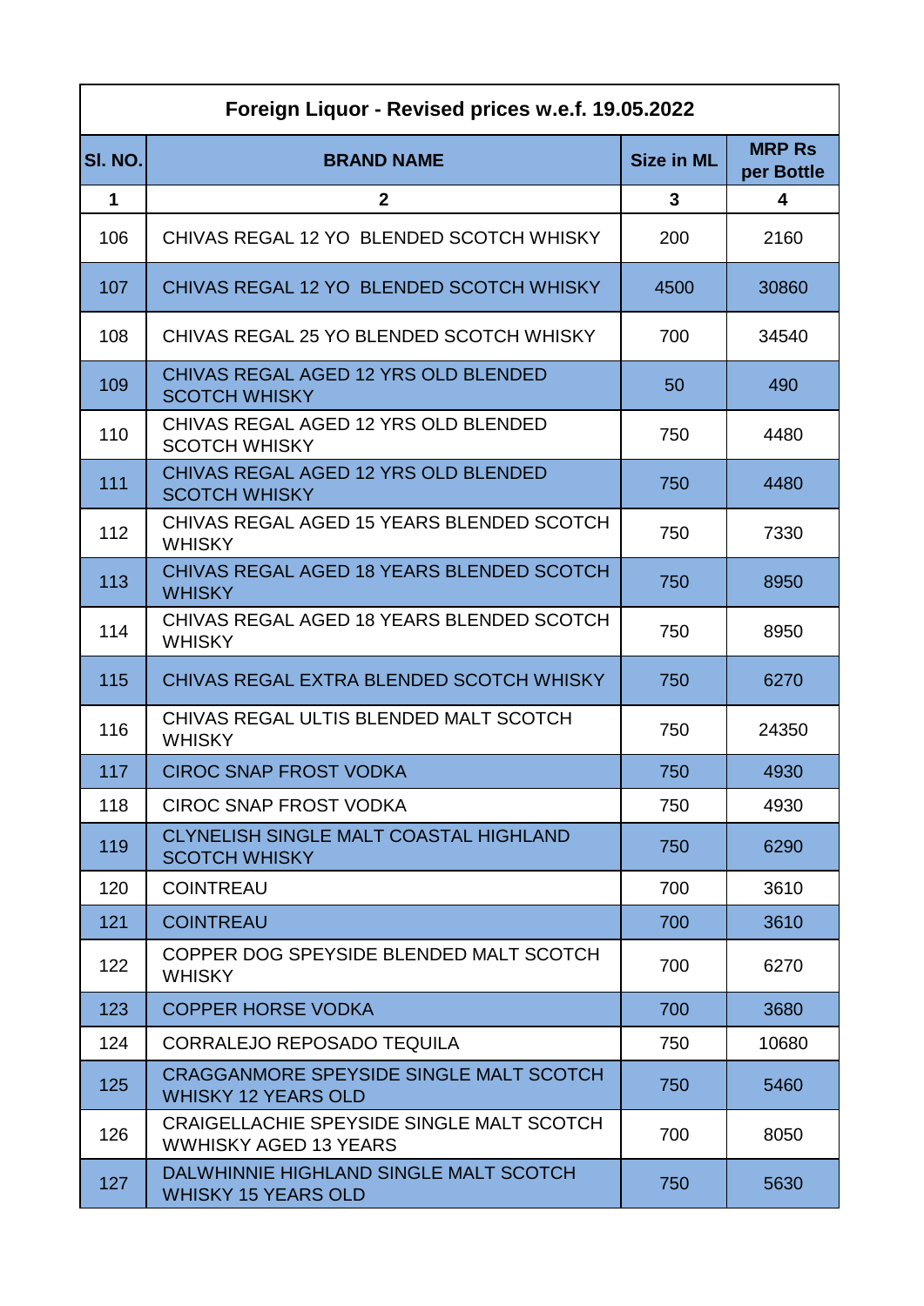| Foreign Liquor - Revised prices w.e.f. 19.05.2022 | | | |
|---|---|---|---|
| Sl. NO. | BRAND NAME | Size in ML | MRP Rs per Bottle |
| 1 | 2 | 3 | 4 |
| 106 | CHIVAS REGAL 12 YO BLENDED SCOTCH WHISKY | 200 | 2160 |
| 107 | CHIVAS REGAL 12 YO BLENDED SCOTCH WHISKY | 4500 | 30860 |
| 108 | CHIVAS REGAL 25 YO BLENDED SCOTCH WHISKY | 700 | 34540 |
| 109 | CHIVAS REGAL AGED 12 YRS OLD BLENDED SCOTCH WHISKY | 50 | 490 |
| 110 | CHIVAS REGAL AGED 12 YRS OLD BLENDED SCOTCH WHISKY | 750 | 4480 |
| 111 | CHIVAS REGAL AGED 12 YRS OLD BLENDED SCOTCH WHISKY | 750 | 4480 |
| 112 | CHIVAS REGAL AGED 15 YEARS BLENDED SCOTCH WHISKY | 750 | 7330 |
| 113 | CHIVAS REGAL AGED 18 YEARS BLENDED SCOTCH WHISKY | 750 | 8950 |
| 114 | CHIVAS REGAL AGED 18 YEARS BLENDED SCOTCH WHISKY | 750 | 8950 |
| 115 | CHIVAS REGAL EXTRA BLENDED SCOTCH WHISKY | 750 | 6270 |
| 116 | CHIVAS REGAL ULTIS BLENDED MALT SCOTCH WHISKY | 750 | 24350 |
| 117 | CIROC SNAP FROST VODKA | 750 | 4930 |
| 118 | CIROC SNAP FROST VODKA | 750 | 4930 |
| 119 | CLYNELISH SINGLE MALT COASTAL HIGHLAND SCOTCH WHISKY | 750 | 6290 |
| 120 | COINTREAU | 700 | 3610 |
| 121 | COINTREAU | 700 | 3610 |
| 122 | COPPER DOG SPEYSIDE BLENDED MALT SCOTCH WHISKY | 700 | 6270 |
| 123 | COPPER HORSE VODKA | 700 | 3680 |
| 124 | CORRALEJO REPOSADO TEQUILA | 750 | 10680 |
| 125 | CRAGGANMORE SPEYSIDE SINGLE MALT SCOTCH WHISKY 12 YEARS OLD | 750 | 5460 |
| 126 | CRAIGELLACHIE SPEYSIDE SINGLE MALT SCOTCH WWHISKY AGED 13 YEARS | 700 | 8050 |
| 127 | DALWHINNIE HIGHLAND SINGLE MALT SCOTCH WHISKY 15 YEARS OLD | 750 | 5630 |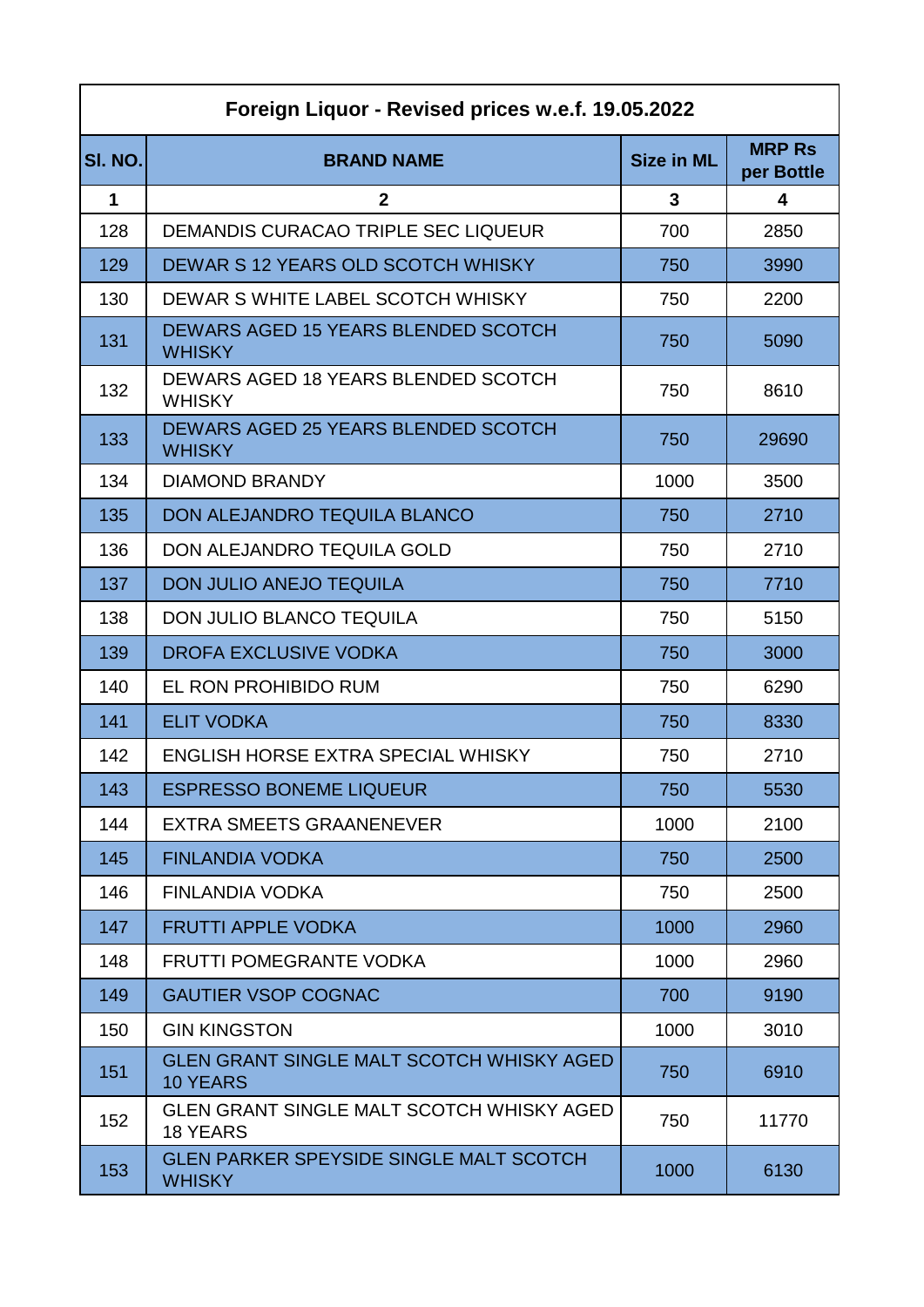| Foreign Liquor - Revised prices w.e.f. 19.05.2022 | | | |
|---|---|---|---|
| **Sl. NO.** | **BRAND NAME** | **Size in ML** | **MRP Rs per Bottle** |
| **1** | **2** | **3** | **4** |
| 128 | DEMANDIS CURACAO TRIPLE SEC LIQUEUR | 700 | 2850 |
| 129 | DEWAR S 12 YEARS OLD SCOTCH WHISKY | 750 | 3990 |
| 130 | DEWAR S WHITE LABEL SCOTCH WHISKY | 750 | 2200 |
| 131 | DEWARS AGED 15 YEARS BLENDED SCOTCH WHISKY | 750 | 5090 |
| 132 | DEWARS AGED 18 YEARS BLENDED SCOTCH WHISKY | 750 | 8610 |
| 133 | DEWARS AGED 25 YEARS BLENDED SCOTCH WHISKY | 750 | 29690 |
| 134 | DIAMOND BRANDY | 1000 | 3500 |
| 135 | DON ALEJANDRO TEQUILA BLANCO | 750 | 2710 |
| 136 | DON ALEJANDRO TEQUILA GOLD | 750 | 2710 |
| 137 | DON JULIO ANEJO TEQUILA | 750 | 7710 |
| 138 | DON JULIO BLANCO TEQUILA | 750 | 5150 |
| 139 | DROFA EXCLUSIVE VODKA | 750 | 3000 |
| 140 | EL RON PROHIBIDO RUM | 750 | 6290 |
| 141 | ELIT VODKA | 750 | 8330 |
| 142 | ENGLISH HORSE EXTRA SPECIAL WHISKY | 750 | 2710 |
| 143 | ESPRESSO BONEME LIQUEUR | 750 | 5530 |
| 144 | EXTRA SMEETS GRAANENEVER | 1000 | 2100 |
| 145 | FINLANDIA VODKA | 750 | 2500 |
| 146 | FINLANDIA VODKA | 750 | 2500 |
| 147 | FRUTTI APPLE VODKA | 1000 | 2960 |
| 148 | FRUTTI POMEGRANTE VODKA | 1000 | 2960 |
| 149 | GAUTIER VSOP COGNAC | 700 | 9190 |
| 150 | GIN KINGSTON | 1000 | 3010 |
| 151 | GLEN GRANT SINGLE MALT SCOTCH WHISKY AGED 10 YEARS | 750 | 6910 |
| 152 | GLEN GRANT SINGLE MALT SCOTCH WHISKY AGED 18 YEARS | 750 | 11770 |
| 153 | GLEN PARKER SPEYSIDE SINGLE MALT SCOTCH WHISKY | 1000 | 6130 |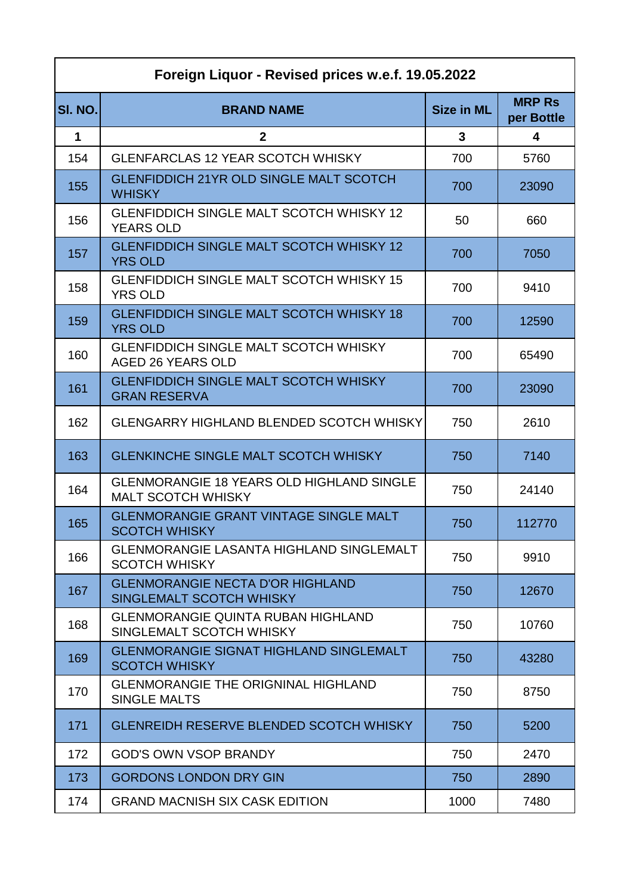| Foreign Liquor - Revised prices w.e.f. 19.05.2022 | | | |
|---|---|---|---|
| **Sl. NO.** | **BRAND NAME** | **Size in ML** | **MRP Rs per Bottle** |
| **1** | **2** | **3** | **4** |
| 154 | GLENFARCLAS 12 YEAR SCOTCH WHISKY | 700 | 5760 |
| 155 | GLENFIDDICH 21YR OLD SINGLE MALT SCOTCH WHISKY | 700 | 23090 |
| 156 | GLENFIDDICH SINGLE MALT SCOTCH WHISKY 12 YEARS OLD | 50 | 660 |
| 157 | GLENFIDDICH SINGLE MALT SCOTCH WHISKY 12 YRS OLD | 700 | 7050 |
| 158 | GLENFIDDICH SINGLE MALT SCOTCH WHISKY 15 YRS OLD | 700 | 9410 |
| 159 | GLENFIDDICH SINGLE MALT SCOTCH WHISKY 18 YRS OLD | 700 | 12590 |
| 160 | GLENFIDDICH SINGLE MALT SCOTCH WHISKY AGED 26 YEARS OLD | 700 | 65490 |
| 161 | GLENFIDDICH SINGLE MALT SCOTCH WHISKY GRAN RESERVA | 700 | 23090 |
| 162 | GLENGARRY HIGHLAND BLENDED SCOTCH WHISKY | 750 | 2610 |
| 163 | GLENKINCHE SINGLE MALT SCOTCH WHISKY | 750 | 7140 |
| 164 | GLENMORANGIE 18 YEARS OLD HIGHLAND SINGLE MALT SCOTCH WHISKY | 750 | 24140 |
| 165 | GLENMORANGIE GRANT VINTAGE SINGLE MALT SCOTCH WHISKY | 750 | 112770 |
| 166 | GLENMORANGIE LASANTA HIGHLAND SINGLEMALT SCOTCH WHISKY | 750 | 9910 |
| 167 | GLENMORANGIE NECTA D'OR HIGHLAND SINGLEMALT SCOTCH WHISKY | 750 | 12670 |
| 168 | GLENMORANGIE QUINTA RUBAN HIGHLAND SINGLEMALT SCOTCH WHISKY | 750 | 10760 |
| 169 | GLENMORANGIE SIGNAT HIGHLAND SINGLEMALT SCOTCH WHISKY | 750 | 43280 |
| 170 | GLENMORANGIE THE ORIGNINAL HIGHLAND SINGLE MALTS | 750 | 8750 |
| 171 | GLENREIDH RESERVE BLENDED SCOTCH WHISKY | 750 | 5200 |
| 172 | GOD'S OWN VSOP BRANDY | 750 | 2470 |
| 173 | GORDONS LONDON DRY GIN | 750 | 2890 |
| 174 | GRAND MACNISH SIX CASK EDITION | 1000 | 7480 |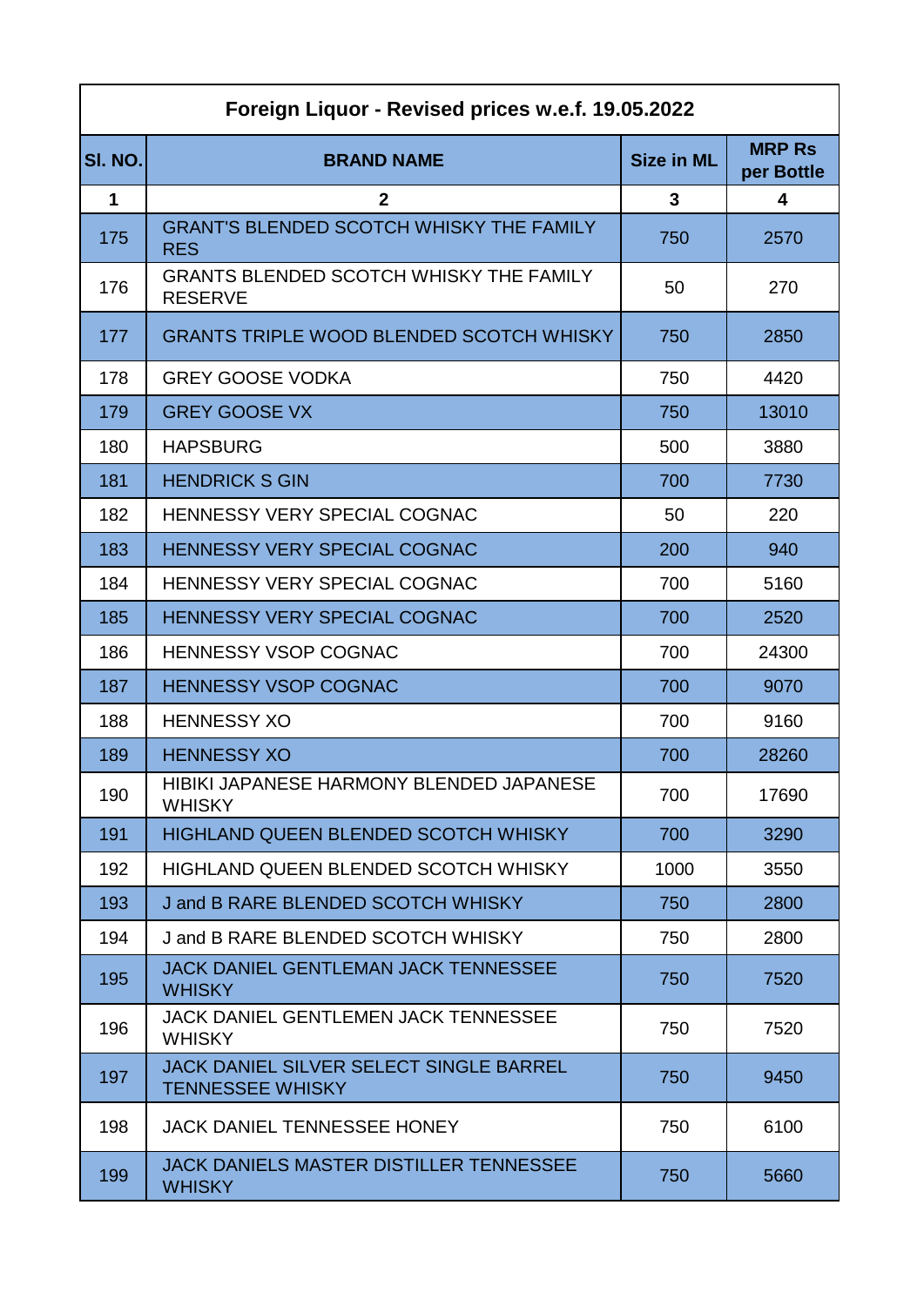| Foreign Liquor - Revised prices w.e.f. 19.05.2022 | | | |
|---|---|---|---|
| **Sl. NO.** | **BRAND NAME** | **Size in ML** | **MRP Rs per Bottle** |
| **1** | **2** | **3** | **4** |
| 175 | GRANT'S BLENDED SCOTCH WHISKY THE FAMILY RES | 750 | 2570 |
| 176 | GRANTS BLENDED SCOTCH WHISKY THE FAMILY RESERVE | 50 | 270 |
| 177 | GRANTS TRIPLE WOOD BLENDED SCOTCH WHISKY | 750 | 2850 |
| 178 | GREY GOOSE VODKA | 750 | 4420 |
| 179 | GREY GOOSE VX | 750 | 13010 |
| 180 | HAPSBURG | 500 | 3880 |
| 181 | HENDRICK S GIN | 700 | 7730 |
| 182 | HENNESSY VERY SPECIAL COGNAC | 50 | 220 |
| 183 | HENNESSY VERY SPECIAL COGNAC | 200 | 940 |
| 184 | HENNESSY VERY SPECIAL COGNAC | 700 | 5160 |
| 185 | HENNESSY VERY SPECIAL COGNAC | 700 | 2520 |
| 186 | HENNESSY VSOP COGNAC | 700 | 24300 |
| 187 | HENNESSY VSOP COGNAC | 700 | 9070 |
| 188 | HENNESSY XO | 700 | 9160 |
| 189 | HENNESSY XO | 700 | 28260 |
| 190 | HIBIKI JAPANESE HARMONY BLENDED JAPANESE WHISKY | 700 | 17690 |
| 191 | HIGHLAND QUEEN BLENDED SCOTCH WHISKY | 700 | 3290 |
| 192 | HIGHLAND QUEEN BLENDED SCOTCH WHISKY | 1000 | 3550 |
| 193 | J and B RARE BLENDED SCOTCH WHISKY | 750 | 2800 |
| 194 | J and B RARE BLENDED SCOTCH WHISKY | 750 | 2800 |
| 195 | JACK DANIEL GENTLEMAN JACK TENNESSEE WHISKY | 750 | 7520 |
| 196 | JACK DANIEL GENTLEMEN JACK TENNESSEE WHISKY | 750 | 7520 |
| 197 | JACK DANIEL SILVER SELECT SINGLE BARREL TENNESSEE WHISKY | 750 | 9450 |
| 198 | JACK DANIEL TENNESSEE HONEY | 750 | 6100 |
| 199 | JACK DANIELS MASTER DISTILLER TENNESSEE WHISKY | 750 | 5660 |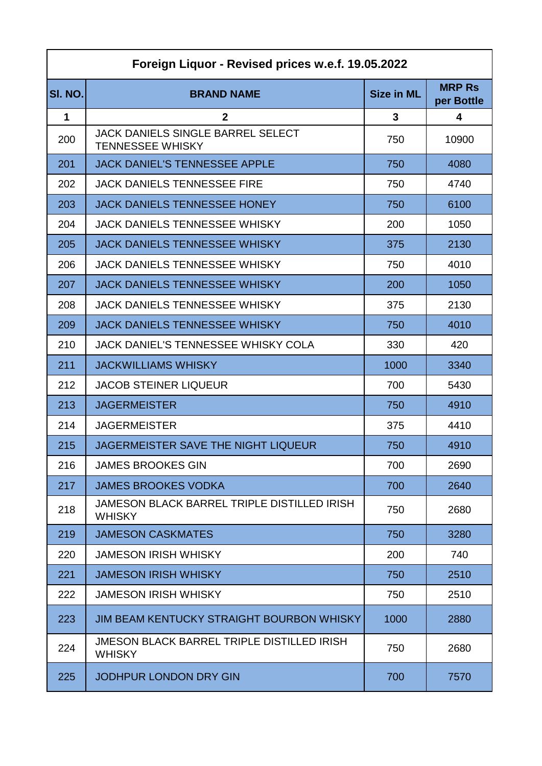| Foreign Liquor - Revised prices w.e.f. 19.05.2022 | | | |
|---|---|---|---|
| **Sl. NO.** | **BRAND NAME** | **Size in ML** | **MRP Rs per Bottle** |
| **1** | **2** | **3** | **4** |
| 200 | JACK DANIELS SINGLE BARREL SELECT TENNESSEE WHISKY | 750 | 10900 |
| 201 | JACK DANIEL'S TENNESSEE APPLE | 750 | 4080 |
| 202 | JACK DANIELS TENNESSEE FIRE | 750 | 4740 |
| 203 | JACK DANIELS TENNESSEE HONEY | 750 | 6100 |
| 204 | JACK DANIELS TENNESSEE WHISKY | 200 | 1050 |
| 205 | JACK DANIELS TENNESSEE WHISKY | 375 | 2130 |
| 206 | JACK DANIELS TENNESSEE WHISKY | 750 | 4010 |
| 207 | JACK DANIELS TENNESSEE WHISKY | 200 | 1050 |
| 208 | JACK DANIELS TENNESSEE WHISKY | 375 | 2130 |
| 209 | JACK DANIELS TENNESSEE WHISKY | 750 | 4010 |
| 210 | JACK DANIEL'S TENNESSEE WHISKY COLA | 330 | 420 |
| 211 | JACKWILLIAMS WHISKY | 1000 | 3340 |
| 212 | JACOB STEINER LIQUEUR | 700 | 5430 |
| 213 | JAGERMEISTER | 750 | 4910 |
| 214 | JAGERMEISTER | 375 | 4410 |
| 215 | JAGERMEISTER SAVE THE NIGHT LIQUEUR | 750 | 4910 |
| 216 | JAMES BROOKES GIN | 700 | 2690 |
| 217 | JAMES BROOKES VODKA | 700 | 2640 |
| 218 | JAMESON BLACK BARREL TRIPLE DISTILLED IRISH WHISKY | 750 | 2680 |
| 219 | JAMESON CASKMATES | 750 | 3280 |
| 220 | JAMESON IRISH WHISKY | 200 | 740 |
| 221 | JAMESON IRISH WHISKY | 750 | 2510 |
| 222 | JAMESON IRISH WHISKY | 750 | 2510 |
| 223 | JIM BEAM KENTUCKY STRAIGHT BOURBON WHISKY | 1000 | 2880 |
| 224 | JMESON BLACK BARREL TRIPLE DISTILLED IRISH WHISKY | 750 | 2680 |
| 225 | JODHPUR LONDON DRY GIN | 700 | 7570 |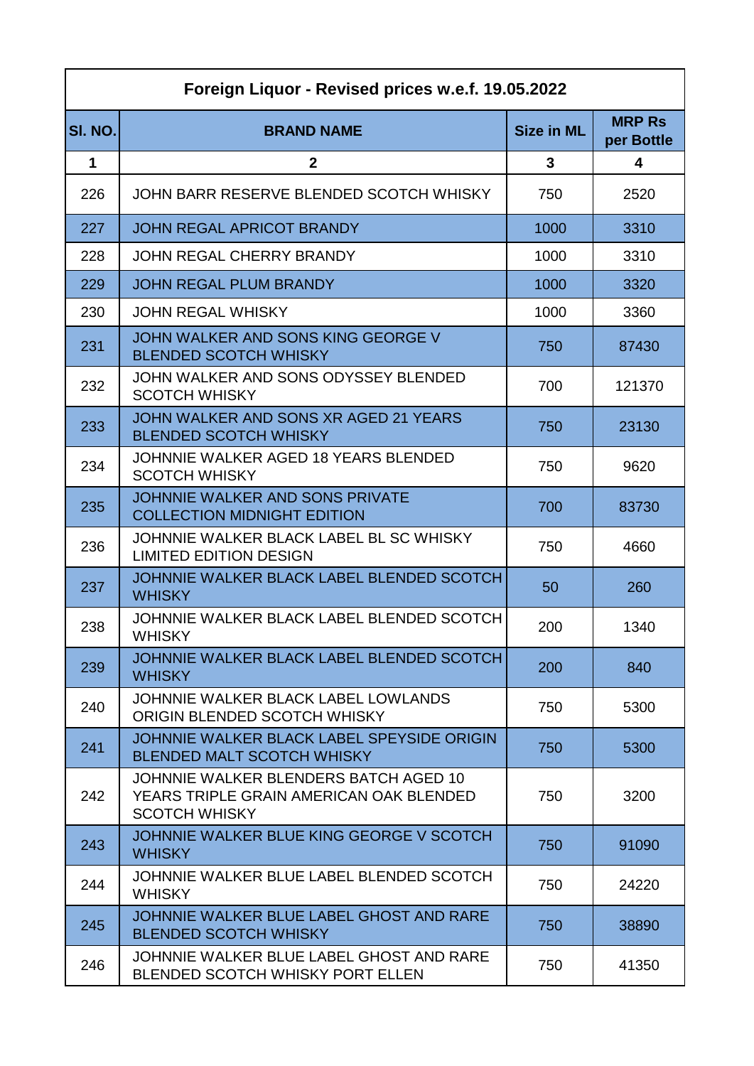| Foreign Liquor - Revised prices w.e.f. 19.05.2022 | | | |
|---|---|---|---|
| **Sl. NO.** | **BRAND NAME** | **Size in ML** | **MRP Rs per Bottle** |
| **1** | **2** | **3** | **4** |
| 226 | JOHN BARR RESERVE BLENDED SCOTCH WHISKY | 750 | 2520 |
| 227 | JOHN REGAL APRICOT BRANDY | 1000 | 3310 |
| 228 | JOHN REGAL CHERRY BRANDY | 1000 | 3310 |
| 229 | JOHN REGAL PLUM BRANDY | 1000 | 3320 |
| 230 | JOHN REGAL WHISKY | 1000 | 3360 |
| 231 | JOHN WALKER AND SONS KING GEORGE V BLENDED SCOTCH WHISKY | 750 | 87430 |
| 232 | JOHN WALKER AND SONS ODYSSEY BLENDED SCOTCH WHISKY | 700 | 121370 |
| 233 | JOHN WALKER AND SONS XR AGED 21 YEARS BLENDED SCOTCH WHISKY | 750 | 23130 |
| 234 | JOHNNIE WALKER AGED 18 YEARS BLENDED SCOTCH WHISKY | 750 | 9620 |
| 235 | JOHNNIE WALKER AND SONS PRIVATE COLLECTION MIDNIGHT EDITION | 700 | 83730 |
| 236 | JOHNNIE WALKER BLACK LABEL BL SC WHISKY LIMITED EDITION DESIGN | 750 | 4660 |
| 237 | JOHNNIE WALKER BLACK LABEL BLENDED SCOTCH WHISKY | 50 | 260 |
| 238 | JOHNNIE WALKER BLACK LABEL BLENDED SCOTCH WHISKY | 200 | 1340 |
| 239 | JOHNNIE WALKER BLACK LABEL BLENDED SCOTCH WHISKY | 200 | 840 |
| 240 | JOHNNIE WALKER BLACK LABEL LOWLANDS ORIGIN BLENDED SCOTCH WHISKY | 750 | 5300 |
| 241 | JOHNNIE WALKER BLACK LABEL SPEYSIDE ORIGIN BLENDED MALT SCOTCH WHISKY | 750 | 5300 |
| 242 | JOHNNIE WALKER BLENDERS BATCH AGED 10 YEARS TRIPLE GRAIN AMERICAN OAK BLENDED SCOTCH WHISKY | 750 | 3200 |
| 243 | JOHNNIE WALKER BLUE KING GEORGE V SCOTCH WHISKY | 750 | 91090 |
| 244 | JOHNNIE WALKER BLUE LABEL BLENDED SCOTCH WHISKY | 750 | 24220 |
| 245 | JOHNNIE WALKER BLUE LABEL GHOST AND RARE BLENDED SCOTCH WHISKY | 750 | 38890 |
| 246 | JOHNNIE WALKER BLUE LABEL GHOST AND RARE BLENDED SCOTCH WHISKY PORT ELLEN | 750 | 41350 |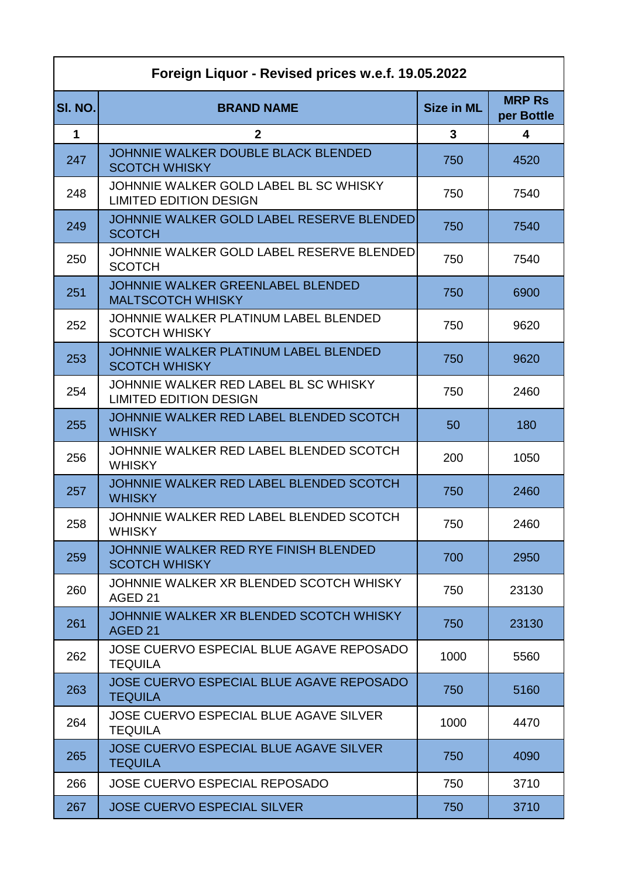| Foreign Liquor - Revised prices w.e.f. 19.05.2022 | | | |
|---|---|---|---|
| **Sl. NO.** | **BRAND NAME** | **Size in ML** | **MRP Rs per Bottle** |
| **1** | **2** | **3** | **4** |
| 247 | JOHNNIE WALKER DOUBLE BLACK BLENDED SCOTCH WHISKY | 750 | 4520 |
| 248 | JOHNNIE WALKER GOLD LABEL BL SC WHISKY LIMITED EDITION DESIGN | 750 | 7540 |
| 249 | JOHNNIE WALKER GOLD LABEL RESERVE BLENDED SCOTCH | 750 | 7540 |
| 250 | JOHNNIE WALKER GOLD LABEL RESERVE BLENDED SCOTCH | 750 | 7540 |
| 251 | JOHNNIE WALKER GREENLABEL BLENDED MALTSCOTCH WHISKY | 750 | 6900 |
| 252 | JOHNNIE WALKER PLATINUM LABEL BLENDED SCOTCH WHISKY | 750 | 9620 |
| 253 | JOHNNIE WALKER PLATINUM LABEL BLENDED SCOTCH WHISKY | 750 | 9620 |
| 254 | JOHNNIE WALKER RED LABEL BL SC WHISKY LIMITED EDITION DESIGN | 750 | 2460 |
| 255 | JOHNNIE WALKER RED LABEL BLENDED SCOTCH WHISKY | 50 | 180 |
| 256 | JOHNNIE WALKER RED LABEL BLENDED SCOTCH WHISKY | 200 | 1050 |
| 257 | JOHNNIE WALKER RED LABEL BLENDED SCOTCH WHISKY | 750 | 2460 |
| 258 | JOHNNIE WALKER RED LABEL BLENDED SCOTCH WHISKY | 750 | 2460 |
| 259 | JOHNNIE WALKER RED RYE FINISH BLENDED SCOTCH WHISKY | 700 | 2950 |
| 260 | JOHNNIE WALKER XR BLENDED SCOTCH WHISKY AGED 21 | 750 | 23130 |
| 261 | JOHNNIE WALKER XR BLENDED SCOTCH WHISKY AGED 21 | 750 | 23130 |
| 262 | JOSE CUERVO ESPECIAL BLUE AGAVE REPOSADO TEQUILA | 1000 | 5560 |
| 263 | JOSE CUERVO ESPECIAL BLUE AGAVE REPOSADO TEQUILA | 750 | 5160 |
| 264 | JOSE CUERVO ESPECIAL BLUE AGAVE SILVER TEQUILA | 1000 | 4470 |
| 265 | JOSE CUERVO ESPECIAL BLUE AGAVE SILVER TEQUILA | 750 | 4090 |
| 266 | JOSE CUERVO ESPECIAL REPOSADO | 750 | 3710 |
| 267 | JOSE CUERVO ESPECIAL SILVER | 750 | 3710 |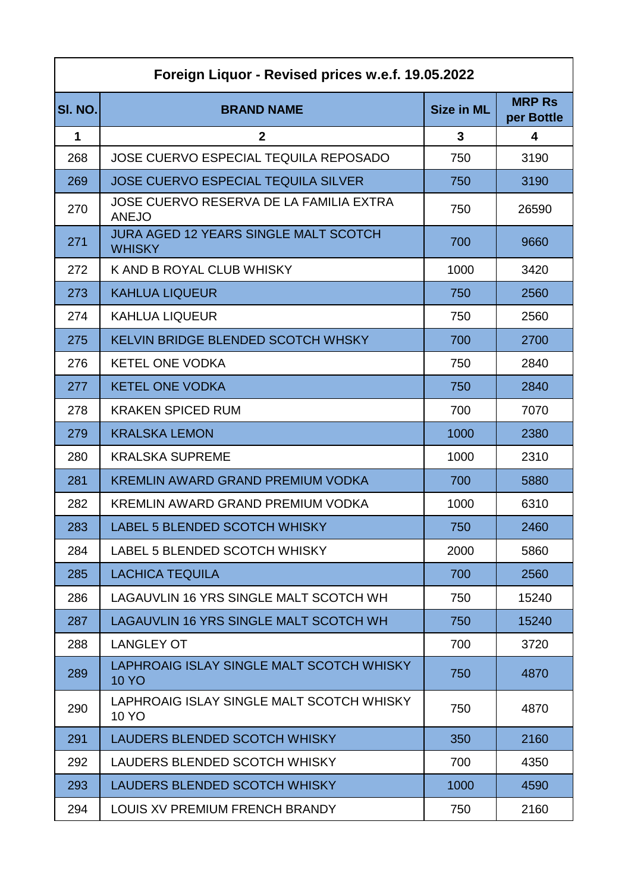| Foreign Liquor - Revised prices w.e.f. 19.05.2022 | | | |
|---|---|---|---|
| **Sl. NO.** | **BRAND NAME** | **Size in ML** | **MRP Rs per Bottle** |
| **1** | **2** | **3** | **4** |
| 268 | JOSE CUERVO ESPECIAL TEQUILA REPOSADO | 750 | 3190 |
| 269 | JOSE CUERVO ESPECIAL TEQUILA SILVER | 750 | 3190 |
| 270 | JOSE CUERVO RESERVA DE LA FAMILIA EXTRA ANEJO | 750 | 26590 |
| 271 | JURA AGED 12 YEARS SINGLE MALT SCOTCH WHISKY | 700 | 9660 |
| 272 | K AND B ROYAL CLUB WHISKY | 1000 | 3420 |
| 273 | KAHLUA LIQUEUR | 750 | 2560 |
| 274 | KAHLUA LIQUEUR | 750 | 2560 |
| 275 | KELVIN BRIDGE BLENDED SCOTCH WHSKY | 700 | 2700 |
| 276 | KETEL ONE VODKA | 750 | 2840 |
| 277 | KETEL ONE VODKA | 750 | 2840 |
| 278 | KRAKEN SPICED RUM | 700 | 7070 |
| 279 | KRALSKA LEMON | 1000 | 2380 |
| 280 | KRALSKA SUPREME | 1000 | 2310 |
| 281 | KREMLIN AWARD GRAND PREMIUM VODKA | 700 | 5880 |
| 282 | KREMLIN AWARD GRAND PREMIUM VODKA | 1000 | 6310 |
| 283 | LABEL 5 BLENDED SCOTCH WHISKY | 750 | 2460 |
| 284 | LABEL 5 BLENDED SCOTCH WHISKY | 2000 | 5860 |
| 285 | LACHICA TEQUILA | 700 | 2560 |
| 286 | LAGAUVLIN 16 YRS SINGLE MALT SCOTCH WH | 750 | 15240 |
| 287 | LAGAUVLIN 16 YRS SINGLE MALT SCOTCH WH | 750 | 15240 |
| 288 | LANGLEY OT | 700 | 3720 |
| 289 | LAPHROAIG ISLAY SINGLE MALT SCOTCH WHISKY 10 YO | 750 | 4870 |
| 290 | LAPHROAIG ISLAY SINGLE MALT SCOTCH WHISKY 10 YO | 750 | 4870 |
| 291 | LAUDERS BLENDED SCOTCH WHISKY | 350 | 2160 |
| 292 | LAUDERS BLENDED SCOTCH WHISKY | 700 | 4350 |
| 293 | LAUDERS BLENDED SCOTCH WHISKY | 1000 | 4590 |
| 294 | LOUIS XV PREMIUM FRENCH BRANDY | 750 | 2160 |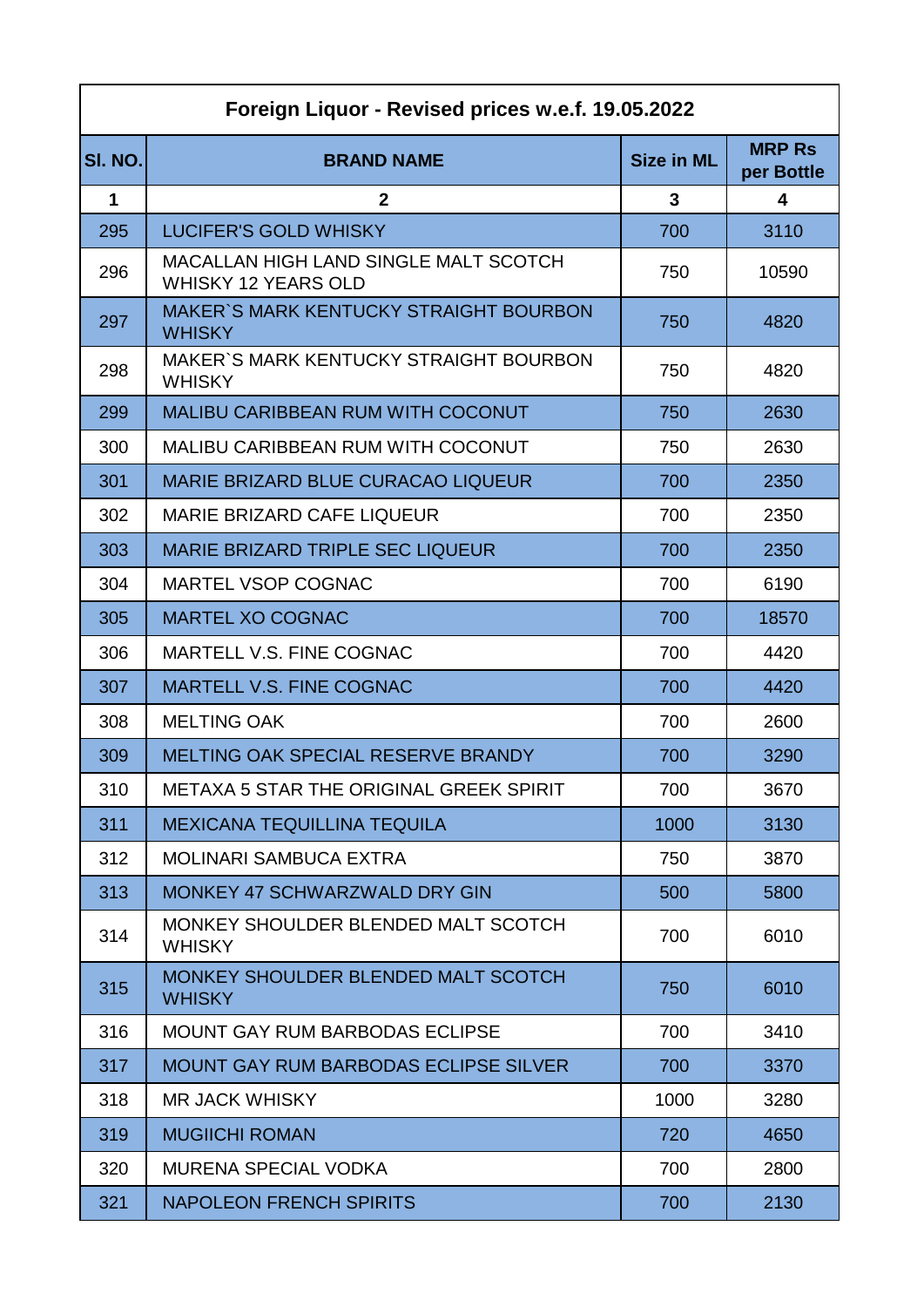| Foreign Liquor - Revised prices w.e.f. 19.05.2022 | | | |
|---|---|---|---|
| **Sl. NO.** | **BRAND NAME** | **Size in ML** | **MRP Rs per Bottle** |
| **1** | **2** | **3** | **4** |
| 295 | LUCIFER'S GOLD WHISKY | 700 | 3110 |
| 296 | MACALLAN HIGH LAND SINGLE MALT SCOTCH WHISKY 12 YEARS OLD | 750 | 10590 |
| 297 | MAKER`S MARK KENTUCKY STRAIGHT BOURBON WHISKY | 750 | 4820 |
| 298 | MAKER`S MARK KENTUCKY STRAIGHT BOURBON WHISKY | 750 | 4820 |
| 299 | MALIBU CARIBBEAN RUM WITH COCONUT | 750 | 2630 |
| 300 | MALIBU CARIBBEAN RUM WITH COCONUT | 750 | 2630 |
| 301 | MARIE BRIZARD BLUE CURACAO LIQUEUR | 700 | 2350 |
| 302 | MARIE BRIZARD CAFE LIQUEUR | 700 | 2350 |
| 303 | MARIE BRIZARD TRIPLE SEC LIQUEUR | 700 | 2350 |
| 304 | MARTEL VSOP COGNAC | 700 | 6190 |
| 305 | MARTEL XO COGNAC | 700 | 18570 |
| 306 | MARTELL V.S. FINE COGNAC | 700 | 4420 |
| 307 | MARTELL V.S. FINE COGNAC | 700 | 4420 |
| 308 | MELTING OAK | 700 | 2600 |
| 309 | MELTING OAK SPECIAL RESERVE BRANDY | 700 | 3290 |
| 310 | METAXA 5 STAR THE ORIGINAL GREEK SPIRIT | 700 | 3670 |
| 311 | MEXICANA TEQUILLINA TEQUILA | 1000 | 3130 |
| 312 | MOLINARI SAMBUCA EXTRA | 750 | 3870 |
| 313 | MONKEY 47 SCHWARZWALD DRY GIN | 500 | 5800 |
| 314 | MONKEY SHOULDER BLENDED MALT SCOTCH WHISKY | 700 | 6010 |
| 315 | MONKEY SHOULDER BLENDED MALT SCOTCH WHISKY | 750 | 6010 |
| 316 | MOUNT GAY RUM BARBODAS ECLIPSE | 700 | 3410 |
| 317 | MOUNT GAY RUM BARBODAS ECLIPSE SILVER | 700 | 3370 |
| 318 | MR JACK WHISKY | 1000 | 3280 |
| 319 | MUGIICHI ROMAN | 720 | 4650 |
| 320 | MURENA SPECIAL VODKA | 700 | 2800 |
| 321 | NAPOLEON FRENCH SPIRITS | 700 | 2130 |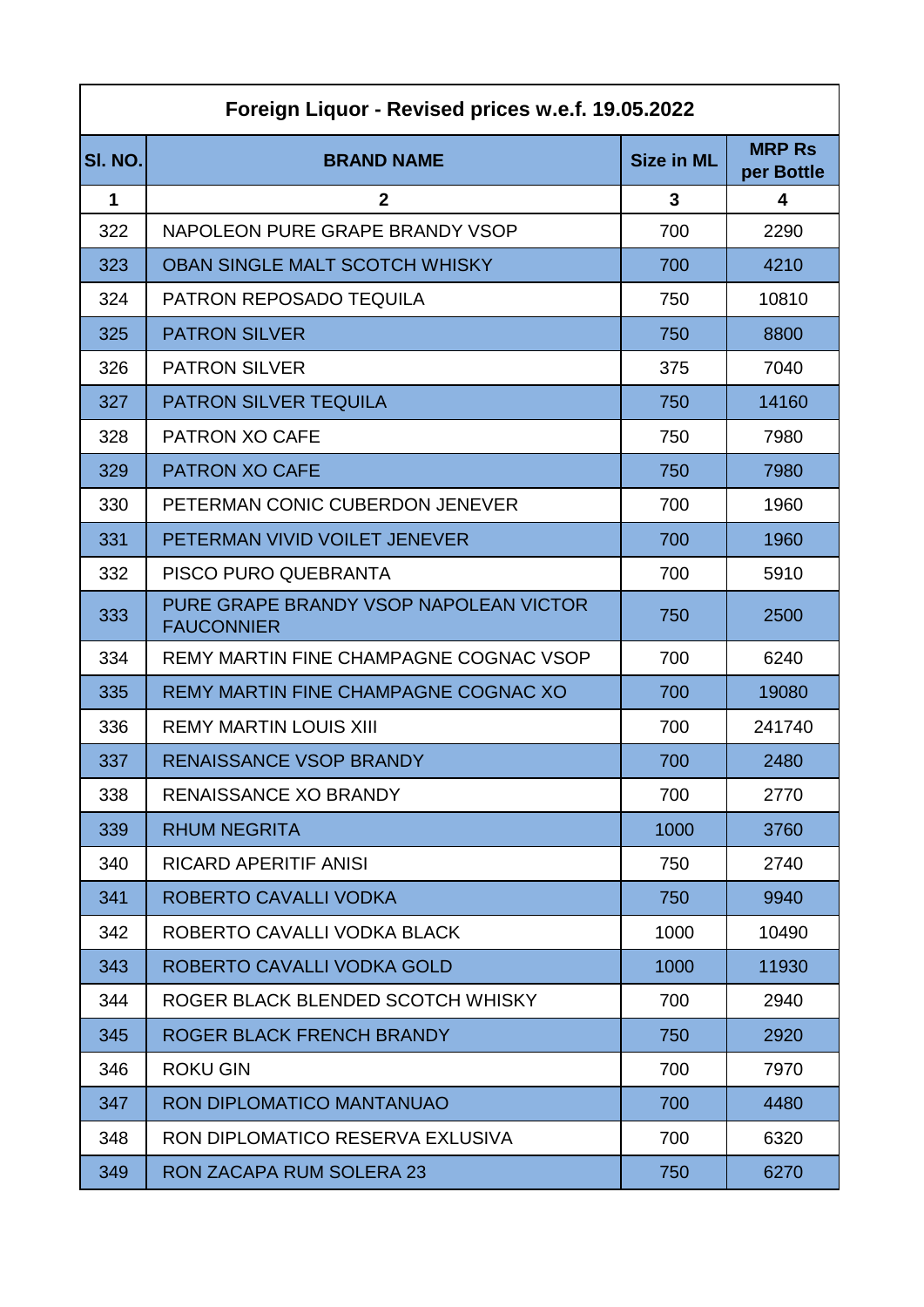| Foreign Liquor - Revised prices w.e.f. 19.05.2022 | | | |
|---|---|---|---|
| **Sl. NO.** | **BRAND NAME** | **Size in ML** | **MRP Rs per Bottle** |
| **1** | **2** | **3** | **4** |
| 322 | NAPOLEON PURE GRAPE BRANDY VSOP | 700 | 2290 |
| 323 | OBAN SINGLE MALT SCOTCH WHISKY | 700 | 4210 |
| 324 | PATRON REPOSADO TEQUILA | 750 | 10810 |
| 325 | PATRON SILVER | 750 | 8800 |
| 326 | PATRON SILVER | 375 | 7040 |
| 327 | PATRON SILVER TEQUILA | 750 | 14160 |
| 328 | PATRON XO CAFE | 750 | 7980 |
| 329 | PATRON XO CAFE | 750 | 7980 |
| 330 | PETERMAN CONIC CUBERDON JENEVER | 700 | 1960 |
| 331 | PETERMAN VIVID VOILET JENEVER | 700 | 1960 |
| 332 | PISCO PURO QUEBRANTA | 700 | 5910 |
| 333 | PURE GRAPE BRANDY VSOP NAPOLEAN VICTOR FAUCONNIER | 750 | 2500 |
| 334 | REMY MARTIN FINE CHAMPAGNE COGNAC VSOP | 700 | 6240 |
| 335 | REMY MARTIN FINE CHAMPAGNE COGNAC XO | 700 | 19080 |
| 336 | REMY MARTIN LOUIS XIII | 700 | 241740 |
| 337 | RENAISSANCE VSOP BRANDY | 700 | 2480 |
| 338 | RENAISSANCE XO BRANDY | 700 | 2770 |
| 339 | RHUM NEGRITA | 1000 | 3760 |
| 340 | RICARD APERITIF ANISI | 750 | 2740 |
| 341 | ROBERTO CAVALLI VODKA | 750 | 9940 |
| 342 | ROBERTO CAVALLI VODKA BLACK | 1000 | 10490 |
| 343 | ROBERTO CAVALLI VODKA GOLD | 1000 | 11930 |
| 344 | ROGER BLACK BLENDED SCOTCH WHISKY | 700 | 2940 |
| 345 | ROGER BLACK FRENCH BRANDY | 750 | 2920 |
| 346 | ROKU GIN | 700 | 7970 |
| 347 | RON DIPLOMATICO MANTANUAO | 700 | 4480 |
| 348 | RON DIPLOMATICO RESERVA EXLUSIVA | 700 | 6320 |
| 349 | RON ZACAPA RUM SOLERA 23 | 750 | 6270 |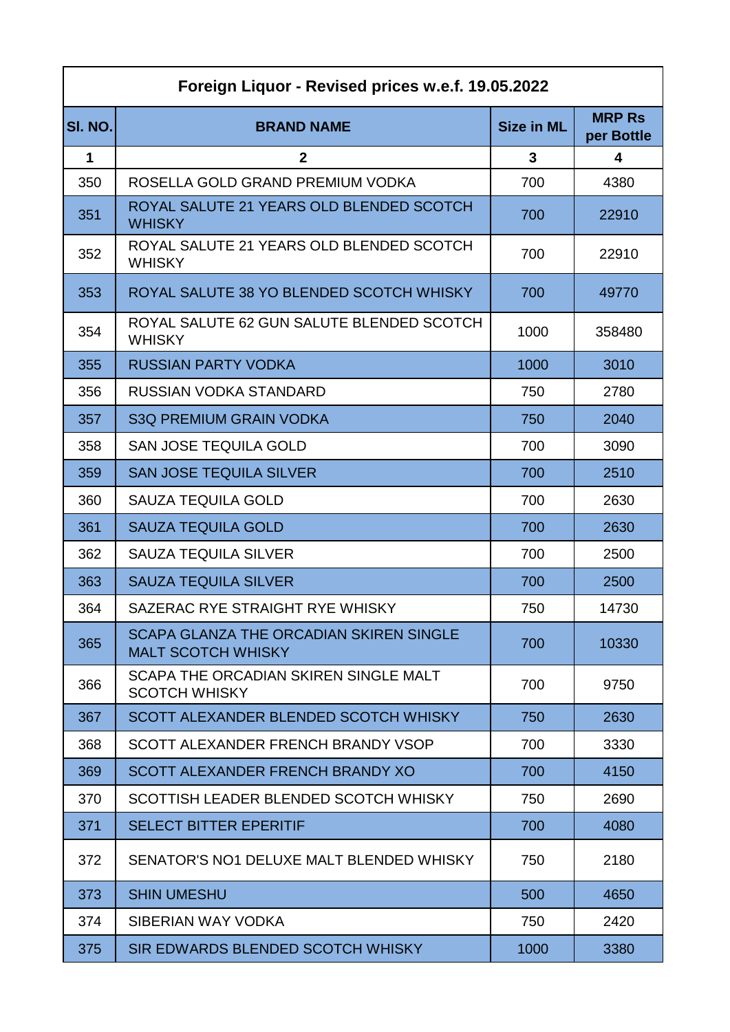| Foreign Liquor - Revised prices w.e.f. 19.05.2022 | | | |
|---|---|---|---|
| **Sl. NO.** | **BRAND NAME** | **Size in ML** | **MRP Rs per Bottle** |
| **1** | **2** | **3** | **4** |
| 350 | ROSELLA GOLD GRAND PREMIUM VODKA | 700 | 4380 |
| 351 | ROYAL SALUTE 21 YEARS OLD BLENDED SCOTCH WHISKY | 700 | 22910 |
| 352 | ROYAL SALUTE 21 YEARS OLD BLENDED SCOTCH WHISKY | 700 | 22910 |
| 353 | ROYAL SALUTE 38 YO BLENDED SCOTCH WHISKY | 700 | 49770 |
| 354 | ROYAL SALUTE 62 GUN SALUTE BLENDED SCOTCH WHISKY | 1000 | 358480 |
| 355 | RUSSIAN PARTY VODKA | 1000 | 3010 |
| 356 | RUSSIAN VODKA STANDARD | 750 | 2780 |
| 357 | S3Q PREMIUM GRAIN VODKA | 750 | 2040 |
| 358 | SAN JOSE TEQUILA GOLD | 700 | 3090 |
| 359 | SAN JOSE TEQUILA SILVER | 700 | 2510 |
| 360 | SAUZA TEQUILA GOLD | 700 | 2630 |
| 361 | SAUZA TEQUILA GOLD | 700 | 2630 |
| 362 | SAUZA TEQUILA SILVER | 700 | 2500 |
| 363 | SAUZA TEQUILA SILVER | 700 | 2500 |
| 364 | SAZERAC RYE STRAIGHT RYE WHISKY | 750 | 14730 |
| 365 | SCAPA GLANZA THE ORCADIAN SKIREN SINGLE MALT SCOTCH WHISKY | 700 | 10330 |
| 366 | SCAPA THE ORCADIAN SKIREN SINGLE MALT SCOTCH WHISKY | 700 | 9750 |
| 367 | SCOTT ALEXANDER BLENDED SCOTCH WHISKY | 750 | 2630 |
| 368 | SCOTT ALEXANDER FRENCH BRANDY VSOP | 700 | 3330 |
| 369 | SCOTT ALEXANDER FRENCH BRANDY XO | 700 | 4150 |
| 370 | SCOTTISH LEADER BLENDED SCOTCH WHISKY | 750 | 2690 |
| 371 | SELECT BITTER EPERITIF | 700 | 4080 |
| 372 | SENATOR'S NO1 DELUXE MALT BLENDED WHISKY | 750 | 2180 |
| 373 | SHIN UMESHU | 500 | 4650 |
| 374 | SIBERIAN WAY VODKA | 750 | 2420 |
| 375 | SIR EDWARDS BLENDED SCOTCH WHISKY | 1000 | 3380 |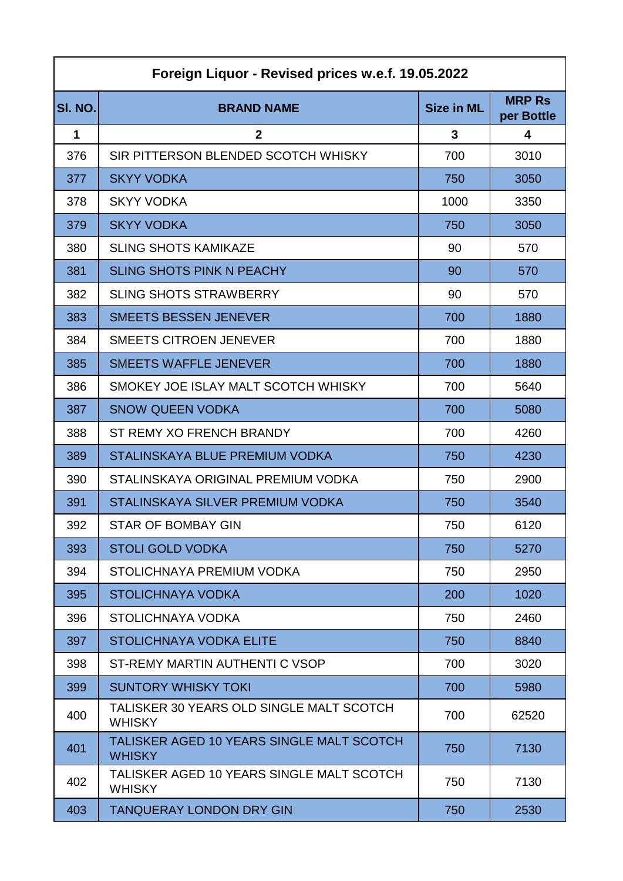| Foreign Liquor - Revised prices w.e.f. 19.05.2022 | | | |
|---|---|---|---|
| **Sl. NO.** | **BRAND NAME** | **Size in ML** | **MRP Rs per Bottle** |
| **1** | **2** | **3** | **4** |
| 376 | SIR PITTERSON BLENDED SCOTCH WHISKY | 700 | 3010 |
| 377 | SKYY VODKA | 750 | 3050 |
| 378 | SKYY VODKA | 1000 | 3350 |
| 379 | SKYY VODKA | 750 | 3050 |
| 380 | SLING SHOTS KAMIKAZE | 90 | 570 |
| 381 | SLING SHOTS PINK N PEACHY | 90 | 570 |
| 382 | SLING SHOTS STRAWBERRY | 90 | 570 |
| 383 | SMEETS BESSEN JENEVER | 700 | 1880 |
| 384 | SMEETS CITROEN JENEVER | 700 | 1880 |
| 385 | SMEETS WAFFLE JENEVER | 700 | 1880 |
| 386 | SMOKEY JOE ISLAY MALT SCOTCH WHISKY | 700 | 5640 |
| 387 | SNOW QUEEN VODKA | 700 | 5080 |
| 388 | ST REMY XO FRENCH BRANDY | 700 | 4260 |
| 389 | STALINSKAYA BLUE PREMIUM VODKA | 750 | 4230 |
| 390 | STALINSKAYA ORIGINAL PREMIUM VODKA | 750 | 2900 |
| 391 | STALINSKAYA SILVER PREMIUM VODKA | 750 | 3540 |
| 392 | STAR OF BOMBAY GIN | 750 | 6120 |
| 393 | STOLI GOLD VODKA | 750 | 5270 |
| 394 | STOLICHNAYA PREMIUM VODKA | 750 | 2950 |
| 395 | STOLICHNAYA VODKA | 200 | 1020 |
| 396 | STOLICHNAYA VODKA | 750 | 2460 |
| 397 | STOLICHNAYA VODKA ELITE | 750 | 8840 |
| 398 | ST-REMY MARTIN AUTHENTI C VSOP | 700 | 3020 |
| 399 | SUNTORY WHISKY TOKI | 700 | 5980 |
| 400 | TALISKER 30 YEARS OLD SINGLE MALT SCOTCH WHISKY | 700 | 62520 |
| 401 | TALISKER AGED 10 YEARS SINGLE MALT SCOTCH WHISKY | 750 | 7130 |
| 402 | TALISKER AGED 10 YEARS SINGLE MALT SCOTCH WHISKY | 750 | 7130 |
| 403 | TANQUERAY LONDON DRY GIN | 750 | 2530 |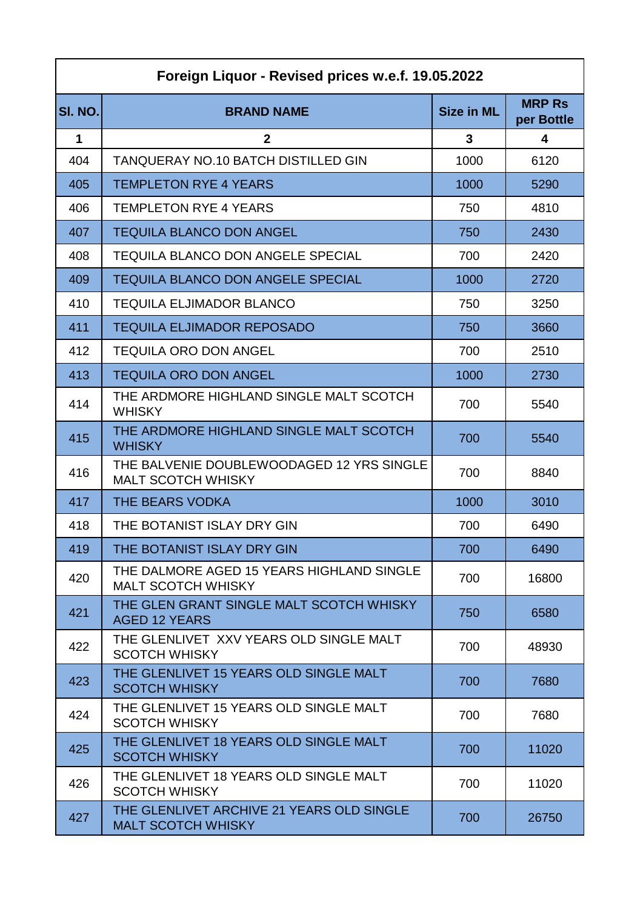| Foreign Liquor - Revised prices w.e.f. 19.05.2022 | | | |
|---|---|---|---|
| **Sl. NO.** | **BRAND NAME** | **Size in ML** | **MRP Rs per Bottle** |
| **1** | **2** | **3** | **4** |
| 404 | TANQUERAY NO.10 BATCH DISTILLED GIN | 1000 | 6120 |
| 405 | TEMPLETON RYE 4 YEARS | 1000 | 5290 |
| 406 | TEMPLETON RYE 4 YEARS | 750 | 4810 |
| 407 | TEQUILA BLANCO DON ANGEL | 750 | 2430 |
| 408 | TEQUILA BLANCO DON ANGELE SPECIAL | 700 | 2420 |
| 409 | TEQUILA BLANCO DON ANGELE SPECIAL | 1000 | 2720 |
| 410 | TEQUILA ELJIMADOR BLANCO | 750 | 3250 |
| 411 | TEQUILA ELJIMADOR REPOSADO | 750 | 3660 |
| 412 | TEQUILA ORO DON ANGEL | 700 | 2510 |
| 413 | TEQUILA ORO DON ANGEL | 1000 | 2730 |
| 414 | THE ARDMORE HIGHLAND SINGLE MALT SCOTCH WHISKY | 700 | 5540 |
| 415 | THE ARDMORE HIGHLAND SINGLE MALT SCOTCH WHISKY | 700 | 5540 |
| 416 | THE BALVENIE DOUBLEWOODAGED 12 YRS SINGLE MALT SCOTCH WHISKY | 700 | 8840 |
| 417 | THE BEARS VODKA | 1000 | 3010 |
| 418 | THE BOTANIST ISLAY DRY GIN | 700 | 6490 |
| 419 | THE BOTANIST ISLAY DRY GIN | 700 | 6490 |
| 420 | THE DALMORE AGED 15 YEARS HIGHLAND SINGLE MALT SCOTCH WHISKY | 700 | 16800 |
| 421 | THE GLEN GRANT SINGLE MALT SCOTCH WHISKY AGED 12 YEARS | 750 | 6580 |
| 422 | THE GLENLIVET XXV YEARS OLD SINGLE MALT SCOTCH WHISKY | 700 | 48930 |
| 423 | THE GLENLIVET 15 YEARS OLD SINGLE MALT SCOTCH WHISKY | 700 | 7680 |
| 424 | THE GLENLIVET 15 YEARS OLD SINGLE MALT SCOTCH WHISKY | 700 | 7680 |
| 425 | THE GLENLIVET 18 YEARS OLD SINGLE MALT SCOTCH WHISKY | 700 | 11020 |
| 426 | THE GLENLIVET 18 YEARS OLD SINGLE MALT SCOTCH WHISKY | 700 | 11020 |
| 427 | THE GLENLIVET ARCHIVE 21 YEARS OLD SINGLE MALT SCOTCH WHISKY | 700 | 26750 |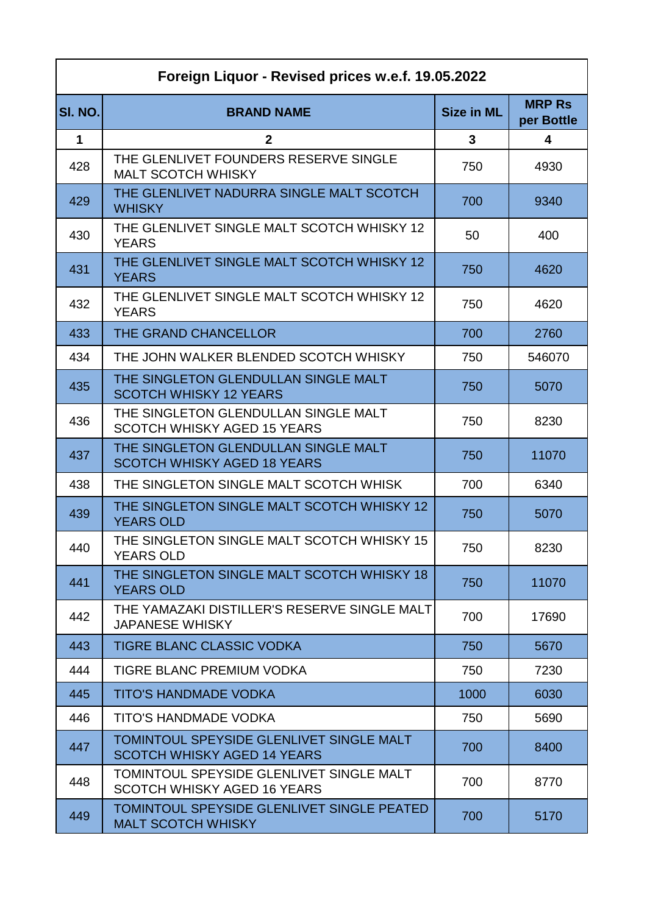| Foreign Liquor - Revised prices w.e.f. 19.05.2022 | | | |
|---|---|---|---|
| **Sl. NO.** | **BRAND NAME** | **Size in ML** | **MRP Rs per Bottle** |
| **1** | **2** | **3** | **4** |
| 428 | THE GLENLIVET FOUNDERS RESERVE SINGLE MALT SCOTCH WHISKY | 750 | 4930 |
| 429 | THE GLENLIVET NADURRA SINGLE MALT SCOTCH WHISKY | 700 | 9340 |
| 430 | THE GLENLIVET SINGLE MALT SCOTCH WHISKY 12 YEARS | 50 | 400 |
| 431 | THE GLENLIVET SINGLE MALT SCOTCH WHISKY 12 YEARS | 750 | 4620 |
| 432 | THE GLENLIVET SINGLE MALT SCOTCH WHISKY 12 YEARS | 750 | 4620 |
| 433 | THE GRAND CHANCELLOR | 700 | 2760 |
| 434 | THE JOHN WALKER BLENDED SCOTCH WHISKY | 750 | 546070 |
| 435 | THE SINGLETON GLENDULLAN SINGLE MALT SCOTCH WHISKY 12 YEARS | 750 | 5070 |
| 436 | THE SINGLETON GLENDULLAN SINGLE MALT SCOTCH WHISKY AGED 15 YEARS | 750 | 8230 |
| 437 | THE SINGLETON GLENDULLAN SINGLE MALT SCOTCH WHISKY AGED 18 YEARS | 750 | 11070 |
| 438 | THE SINGLETON SINGLE MALT SCOTCH WHISK | 700 | 6340 |
| 439 | THE SINGLETON SINGLE MALT SCOTCH WHISKY 12 YEARS OLD | 750 | 5070 |
| 440 | THE SINGLETON SINGLE MALT SCOTCH WHISKY 15 YEARS OLD | 750 | 8230 |
| 441 | THE SINGLETON SINGLE MALT SCOTCH WHISKY 18 YEARS OLD | 750 | 11070 |
| 442 | THE YAMAZAKI DISTILLER'S RESERVE SINGLE MALT JAPANESE WHISKY | 700 | 17690 |
| 443 | TIGRE BLANC CLASSIC VODKA | 750 | 5670 |
| 444 | TIGRE BLANC PREMIUM VODKA | 750 | 7230 |
| 445 | TITO'S HANDMADE VODKA | 1000 | 6030 |
| 446 | TITO'S HANDMADE VODKA | 750 | 5690 |
| 447 | TOMINTOUL SPEYSIDE GLENLIVET SINGLE MALT SCOTCH WHISKY AGED 14 YEARS | 700 | 8400 |
| 448 | TOMINTOUL SPEYSIDE GLENLIVET SINGLE MALT SCOTCH WHISKY AGED 16 YEARS | 700 | 8770 |
| 449 | TOMINTOUL SPEYSIDE GLENLIVET SINGLE PEATED MALT SCOTCH WHISKY | 700 | 5170 |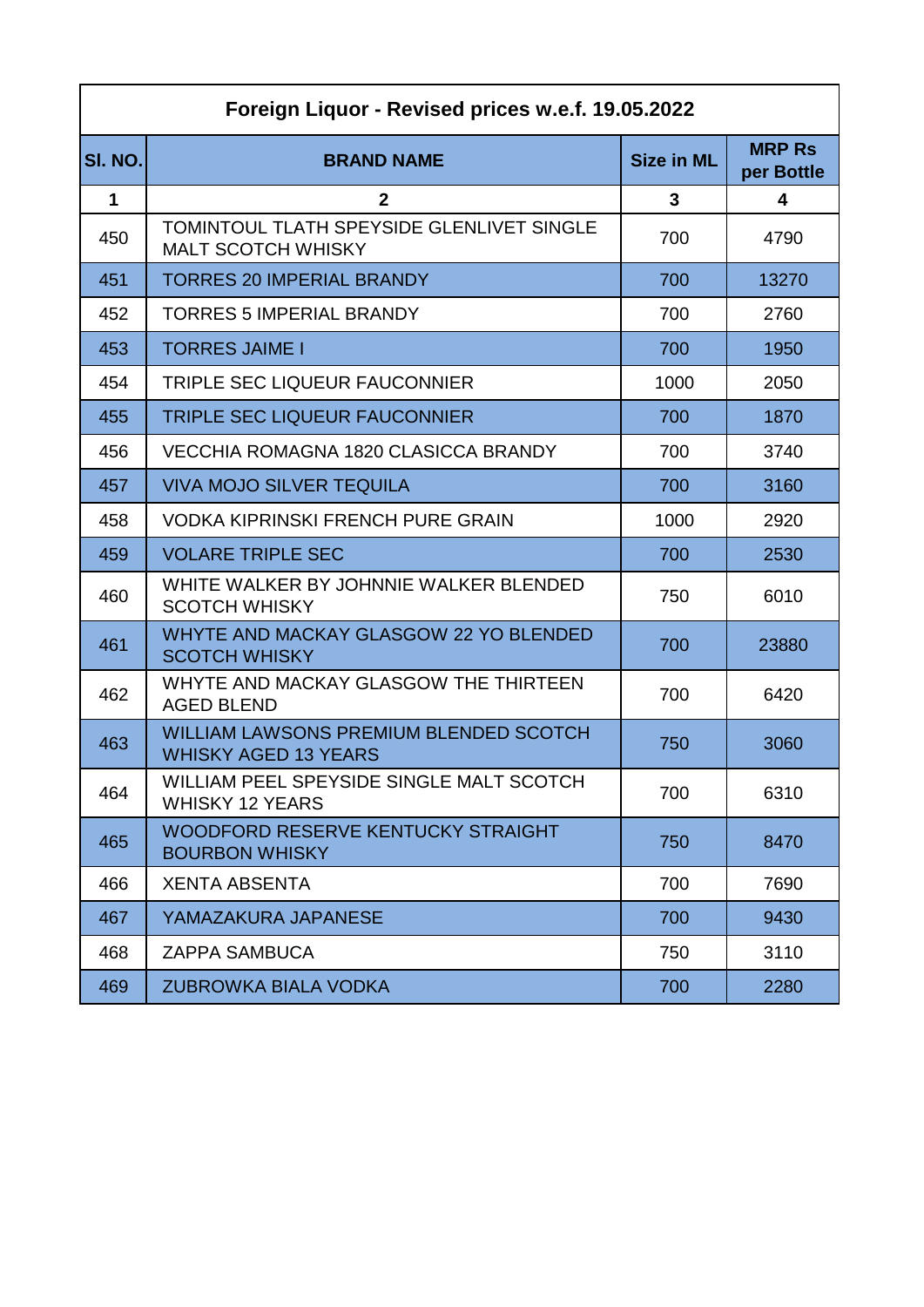| Foreign Liquor - Revised prices w.e.f. 19.05.2022 | | | |
|---|---|---|---|
| **Sl. NO.** | **BRAND NAME** | **Size in ML** | **MRP Rs per Bottle** |
| **1** | **2** | **3** | **4** |
| 450 | TOMINTOUL TLATH SPEYSIDE GLENLIVET SINGLE MALT SCOTCH WHISKY | 700 | 4790 |
| 451 | TORRES 20 IMPERIAL BRANDY | 700 | 13270 |
| 452 | TORRES 5 IMPERIAL BRANDY | 700 | 2760 |
| 453 | TORRES JAIME I | 700 | 1950 |
| 454 | TRIPLE SEC LIQUEUR FAUCONNIER | 1000 | 2050 |
| 455 | TRIPLE SEC LIQUEUR FAUCONNIER | 700 | 1870 |
| 456 | VECCHIA ROMAGNA 1820 CLASICCA BRANDY | 700 | 3740 |
| 457 | VIVA MOJO SILVER TEQUILA | 700 | 3160 |
| 458 | VODKA KIPRINSKI FRENCH PURE GRAIN | 1000 | 2920 |
| 459 | VOLARE TRIPLE SEC | 700 | 2530 |
| 460 | WHITE WALKER BY JOHNNIE WALKER BLENDED SCOTCH WHISKY | 750 | 6010 |
| 461 | WHYTE AND MACKAY GLASGOW 22 YO BLENDED SCOTCH WHISKY | 700 | 23880 |
| 462 | WHYTE AND MACKAY GLASGOW THE THIRTEEN AGED BLEND | 700 | 6420 |
| 463 | WILLIAM LAWSONS PREMIUM BLENDED SCOTCH WHISKY AGED 13 YEARS | 750 | 3060 |
| 464 | WILLIAM PEEL SPEYSIDE SINGLE MALT SCOTCH WHISKY 12 YEARS | 700 | 6310 |
| 465 | WOODFORD RESERVE KENTUCKY STRAIGHT BOURBON WHISKY | 750 | 8470 |
| 466 | XENTA ABSENTA | 700 | 7690 |
| 467 | YAMAZAKURA JAPANESE | 700 | 9430 |
| 468 | ZAPPA SAMBUCA | 750 | 3110 |
| 469 | ZUBROWKA BIALA VODKA | 700 | 2280 |